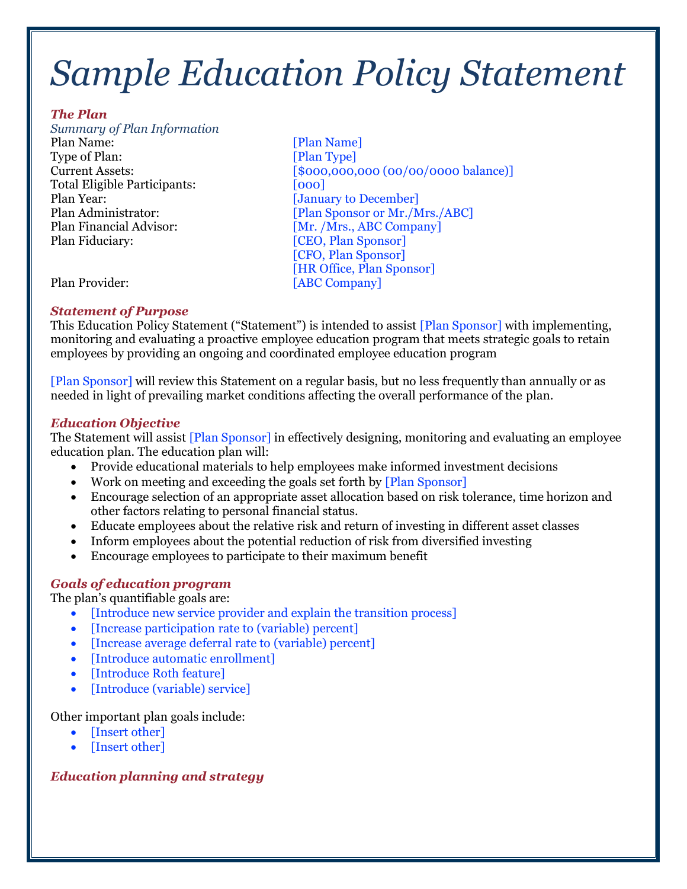# Sample Education Policy Statement

## The Plan

*Summary of Plan Information*

| | |
|---|---|
| Plan Name: | [Plan Name] |
| Type of Plan: | [Plan Type] |
| Current Assets: | [$000,000,000 (00/00/0000 balance)] |
| Total Eligible Participants: | [000] |
| Plan Year: | [January to December] |
| Plan Administrator: | [Plan Sponsor or Mr./Mrs./ABC] |
| Plan Financial Advisor: | [Mr. /Mrs., ABC Company] |
| Plan Fiduciary: | [CEO, Plan Sponsor] |
| | [CFO, Plan Sponsor] |
| | [HR Office, Plan Sponsor] |
| Plan Provider: | [ABC Company] |

## Statement of Purpose

This Education Policy Statement ("Statement") is intended to assist [Plan Sponsor] with implementing, monitoring and evaluating a proactive employee education program that meets strategic goals to retain employees by providing an ongoing and coordinated employee education program

[Plan Sponsor] will review this Statement on a regular basis, but no less frequently than annually or as needed in light of prevailing market conditions affecting the overall performance of the plan.

## Education Objective

The Statement will assist [Plan Sponsor] in effectively designing, monitoring and evaluating an employee education plan. The education plan will:

- Provide educational materials to help employees make informed investment decisions
- Work on meeting and exceeding the goals set forth by [Plan Sponsor]
- Encourage selection of an appropriate asset allocation based on risk tolerance, time horizon and other factors relating to personal financial status.
- Educate employees about the relative risk and return of investing in different asset classes
- Inform employees about the potential reduction of risk from diversified investing
- Encourage employees to participate to their maximum benefit

## Goals of education program

The plan's quantifiable goals are:

- [Introduce new service provider and explain the transition process]
- [Increase participation rate to (variable) percent]
- [Increase average deferral rate to (variable) percent]
- [Introduce automatic enrollment]
- [Introduce Roth feature]
- [Introduce (variable) service]

Other important plan goals include:

- [Insert other]
- [Insert other]

## Education planning and strategy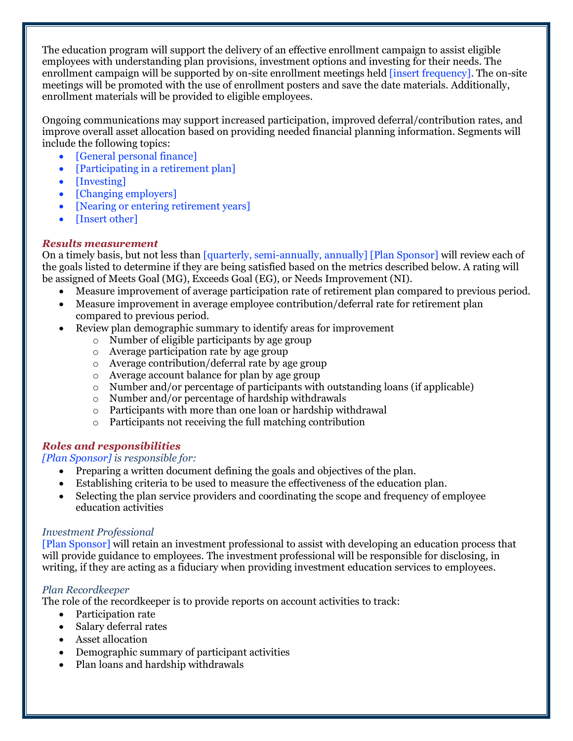The education program will support the delivery of an effective enrollment campaign to assist eligible employees with understanding plan provisions, investment options and investing for their needs. The enrollment campaign will be supported by on-site enrollment meetings held [insert frequency]. The on-site meetings will be promoted with the use of enrollment posters and save the date materials. Additionally, enrollment materials will be provided to eligible employees.

Ongoing communications may support increased participation, improved deferral/contribution rates, and improve overall asset allocation based on providing needed financial planning information. Segments will include the following topics:

- [General personal finance]
- [Participating in a retirement plan]
- [Investing]
- [Changing employers]
- [Nearing or entering retirement years]
- [Insert other]

### *Results measurement*

On a timely basis, but not less than [quarterly, semi-annually, annually] [Plan Sponsor] will review each of the goals listed to determine if they are being satisfied based on the metrics described below. A rating will be assigned of Meets Goal (MG), Exceeds Goal (EG), or Needs Improvement (NI).

- Measure improvement of average participation rate of retirement plan compared to previous period.
- Measure improvement in average employee contribution/deferral rate for retirement plan compared to previous period.
- Review plan demographic summary to identify areas for improvement
  - Number of eligible participants by age group
  - Average participation rate by age group
  - Average contribution/deferral rate by age group
  - Average account balance for plan by age group
  - Number and/or percentage of participants with outstanding loans (if applicable)
  - Number and/or percentage of hardship withdrawals
  - Participants with more than one loan or hardship withdrawal
  - Participants not receiving the full matching contribution

### *Roles and responsibilities*

*[Plan Sponsor] is responsible for:*

- Preparing a written document defining the goals and objectives of the plan.
- Establishing criteria to be used to measure the effectiveness of the education plan.
- Selecting the plan service providers and coordinating the scope and frequency of employee education activities

*Investment Professional*

[Plan Sponsor] will retain an investment professional to assist with developing an education process that will provide guidance to employees. The investment professional will be responsible for disclosing, in writing, if they are acting as a fiduciary when providing investment education services to employees.

*Plan Recordkeeper*

The role of the recordkeeper is to provide reports on account activities to track:

- Participation rate
- Salary deferral rates
- Asset allocation
- Demographic summary of participant activities
- Plan loans and hardship withdrawals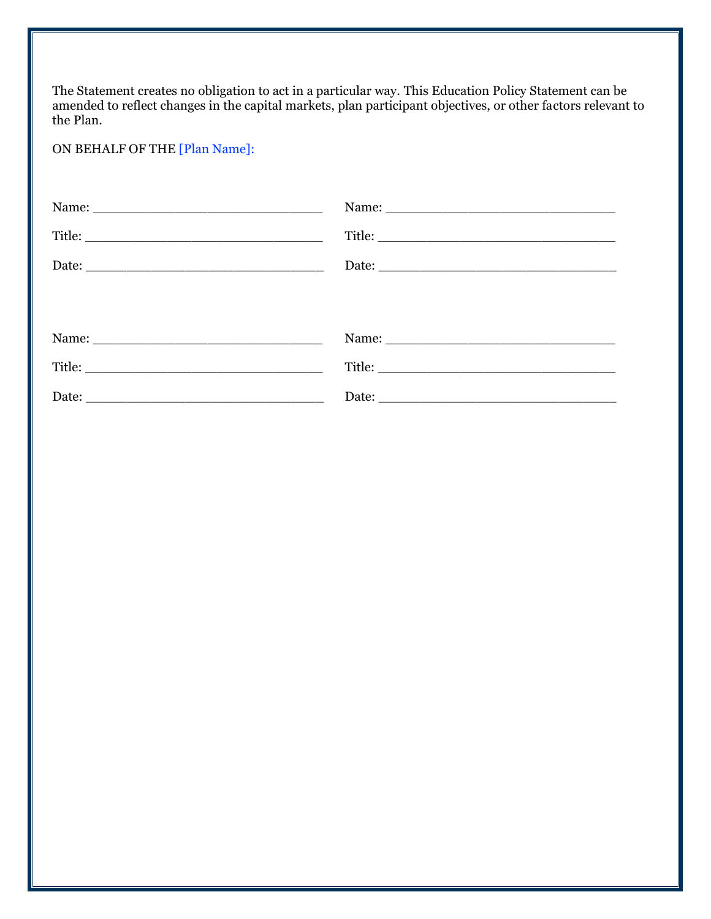The Statement creates no obligation to act in a particular way. This Education Policy Statement can be amended to reflect changes in the capital markets, plan participant objectives, or other factors relevant to the Plan.

ON BEHALF OF THE [Plan Name]:

Name: ______________________________

Title: ______________________________

Date: ______________________________

Name: ______________________________

Title: ______________________________

Date: ______________________________

Name: ______________________________

Title: ______________________________

Date: ______________________________

Name: ______________________________

Title: ______________________________

Date: ______________________________